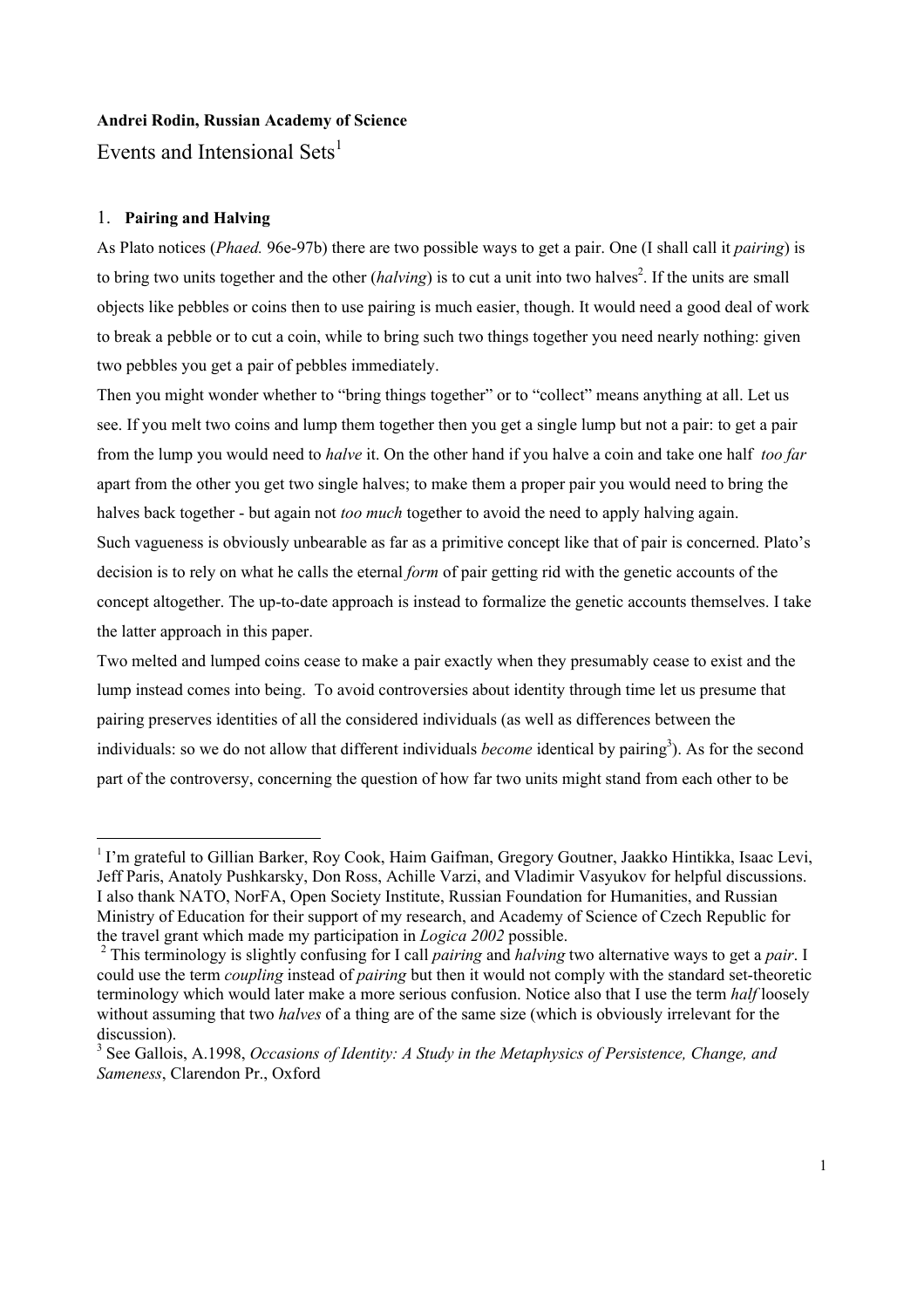**Andrei Rodin, Russian Academy of Science**

# Events and Intensional Sets[1]

## 1. Pairing and Halving

As Plato notices (*Phaed.* 96e-97b) there are two possible ways to get a pair. One (I shall call it *pairing*) is to bring two units together and the other (*halving*) is to cut a unit into two halves[2]. If the units are small objects like pebbles or coins then to use pairing is much easier, though. It would need a good deal of work to break a pebble or to cut a coin, while to bring such two things together you need nearly nothing: given two pebbles you get a pair of pebbles immediately.

Then you might wonder whether to "bring things together" or to "collect" means anything at all. Let us see. If you melt two coins and lump them together then you get a single lump but not a pair: to get a pair from the lump you would need to *halve* it. On the other hand if you halve a coin and take one half *too far* apart from the other you get two single halves; to make them a proper pair you would need to bring the halves back together - but again not *too much* together to avoid the need to apply halving again.

Such vagueness is obviously unbearable as far as a primitive concept like that of pair is concerned. Plato's decision is to rely on what he calls the eternal *form* of pair getting rid with the genetic accounts of the concept altogether. The up-to-date approach is instead to formalize the genetic accounts themselves. I take the latter approach in this paper.

Two melted and lumped coins cease to make a pair exactly when they presumably cease to exist and the lump instead comes into being. To avoid controversies about identity through time let us presume that pairing preserves identities of all the considered individuals (as well as differences between the individuals: so we do not allow that different individuals *become* identical by pairing[3]). As for the second part of the controversy, concerning the question of how far two units might stand from each other to be

---

[1] I'm grateful to Gillian Barker, Roy Cook, Haim Gaifman, Gregory Goutner, Jaakko Hintikka, Isaac Levi, Jeff Paris, Anatoly Pushkarsky, Don Ross, Achille Varzi, and Vladimir Vasyukov for helpful discussions. I also thank NATO, NorFA, Open Society Institute, Russian Foundation for Humanities, and Russian Ministry of Education for their support of my research, and Academy of Science of Czech Republic for the travel grant which made my participation in *Logica 2002* possible.

[2] This terminology is slightly confusing for I call *pairing* and *halving* two alternative ways to get a *pair*. I could use the term *coupling* instead of *pairing* but then it would not comply with the standard set-theoretic terminology which would later make a more serious confusion. Notice also that I use the term *half* loosely without assuming that two *halves* of a thing are of the same size (which is obviously irrelevant for the discussion).

[3] See Gallois, A.1998, *Occasions of Identity: A Study in the Metaphysics of Persistence, Change, and Sameness*, Clarendon Pr., Oxford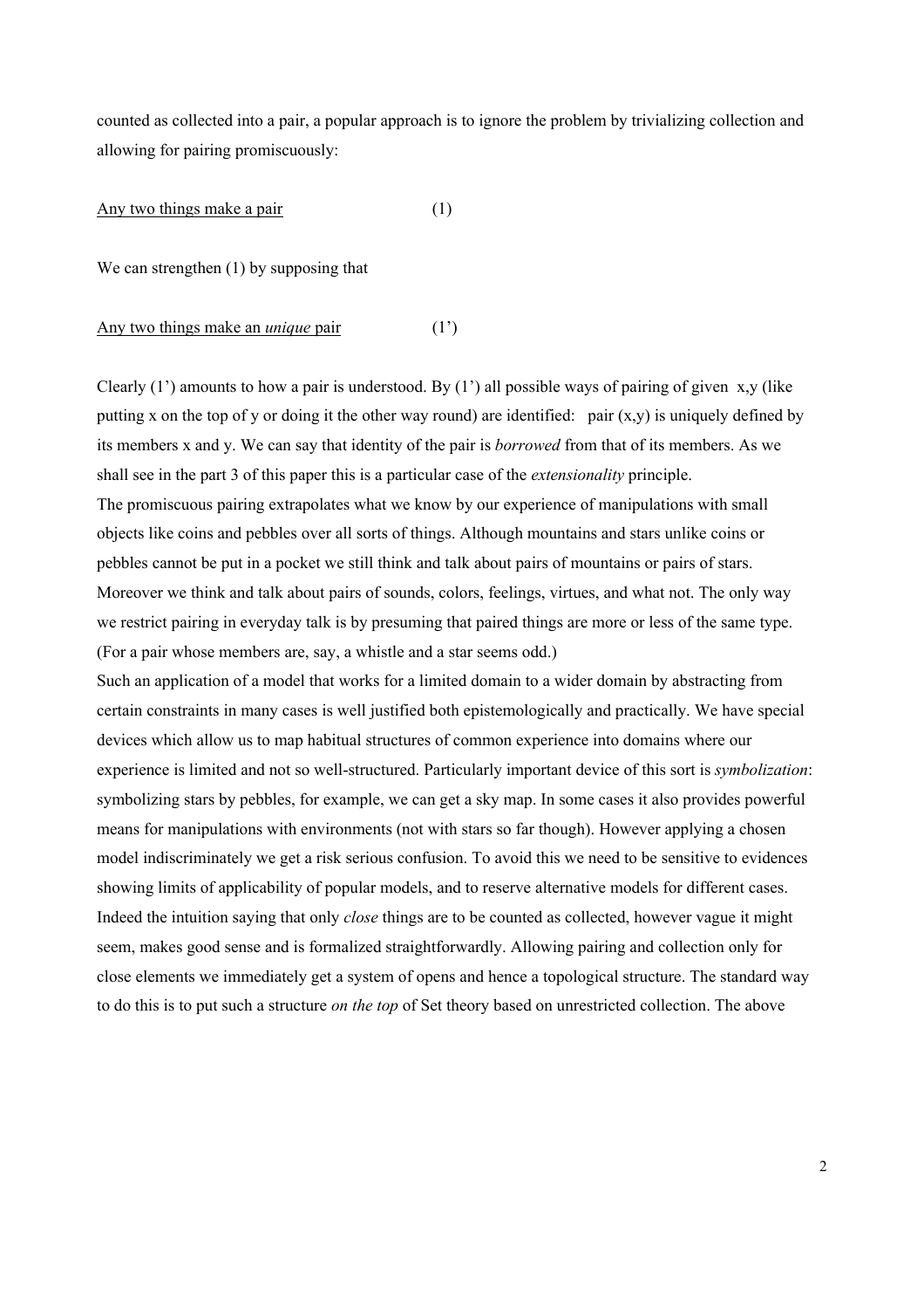counted as collected into a pair, a popular approach is to ignore the problem by trivializing collection and allowing for pairing promiscuously:

<u>Any two things make a pair</u> (1)

We can strengthen (1) by supposing that

<u>Any two things make an *unique* pair</u> (1')

Clearly (1') amounts to how a pair is understood. By (1') all possible ways of pairing of given x,y (like putting x on the top of y or doing it the other way round) are identified: pair (x,y) is uniquely defined by its members x and y. We can say that identity of the pair is *borrowed* from that of its members. As we shall see in the part 3 of this paper this is a particular case of the *extensionality* principle.

The promiscuous pairing extrapolates what we know by our experience of manipulations with small objects like coins and pebbles over all sorts of things. Although mountains and stars unlike coins or pebbles cannot be put in a pocket we still think and talk about pairs of mountains or pairs of stars. Moreover we think and talk about pairs of sounds, colors, feelings, virtues, and what not. The only way we restrict pairing in everyday talk is by presuming that paired things are more or less of the same type. (For a pair whose members are, say, a whistle and a star seems odd.)

Such an application of a model that works for a limited domain to a wider domain by abstracting from certain constraints in many cases is well justified both epistemologically and practically. We have special devices which allow us to map habitual structures of common experience into domains where our experience is limited and not so well-structured. Particularly important device of this sort is *symbolization*: symbolizing stars by pebbles, for example, we can get a sky map. In some cases it also provides powerful means for manipulations with environments (not with stars so far though). However applying a chosen model indiscriminately we get a risk serious confusion. To avoid this we need to be sensitive to evidences showing limits of applicability of popular models, and to reserve alternative models for different cases. Indeed the intuition saying that only *close* things are to be counted as collected, however vague it might seem, makes good sense and is formalized straightforwardly. Allowing pairing and collection only for close elements we immediately get a system of opens and hence a topological structure. The standard way to do this is to put such a structure *on the top* of Set theory based on unrestricted collection. The above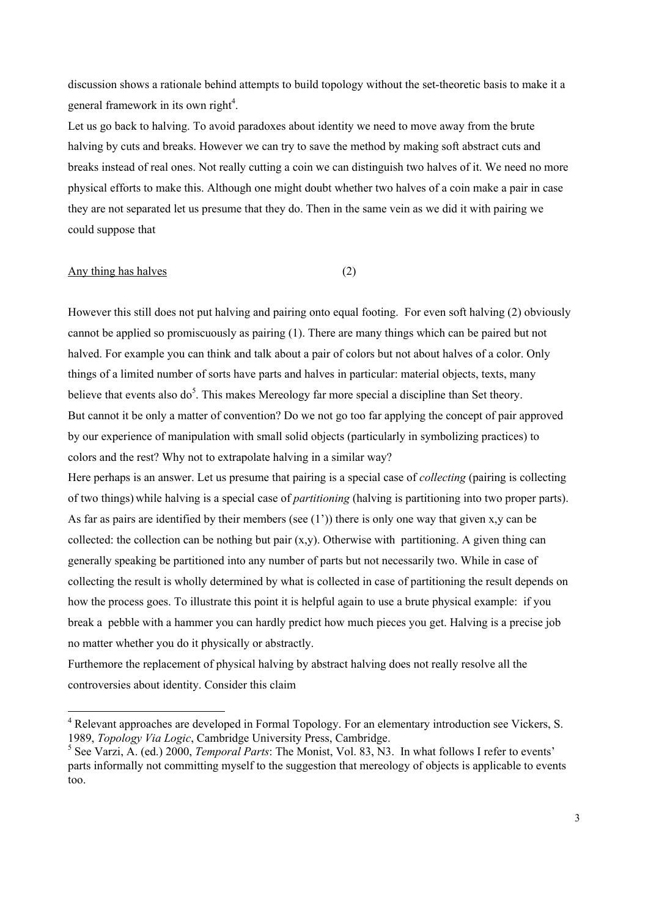discussion shows a rationale behind attempts to build topology without the set-theoretic basis to make it a general framework in its own right[4].

Let us go back to halving. To avoid paradoxes about identity we need to move away from the brute halving by cuts and breaks. However we can try to save the method by making soft abstract cuts and breaks instead of real ones. Not really cutting a coin we can distinguish two halves of it. We need no more physical efforts to make this. Although one might doubt whether two halves of a coin make a pair in case they are not separated let us presume that they do. Then in the same vein as we did it with pairing we could suppose that

<u>Any thing has halves</u> (2)

However this still does not put halving and pairing onto equal footing. For even soft halving (2) obviously cannot be applied so promiscuously as pairing (1). There are many things which can be paired but not halved. For example you can think and talk about a pair of colors but not about halves of a color. Only things of a limited number of sorts have parts and halves in particular: material objects, texts, many believe that events also do[5]. This makes Mereology far more special a discipline than Set theory.

But cannot it be only a matter of convention? Do we not go too far applying the concept of pair approved by our experience of manipulation with small solid objects (particularly in symbolizing practices) to colors and the rest? Why not to extrapolate halving in a similar way?

Here perhaps is an answer. Let us presume that pairing is a special case of *collecting* (pairing is collecting of two things) while halving is a special case of *partitioning* (halving is partitioning into two proper parts). As far as pairs are identified by their members (see (1')) there is only one way that given x,y can be collected: the collection can be nothing but pair (x,y). Otherwise with partitioning. A given thing can generally speaking be partitioned into any number of parts but not necessarily two. While in case of collecting the result is wholly determined by what is collected in case of partitioning the result depends on how the process goes. To illustrate this point it is helpful again to use a brute physical example: if you break a pebble with a hammer you can hardly predict how much pieces you get. Halving is a precise job no matter whether you do it physically or abstractly.

Furthemore the replacement of physical halving by abstract halving does not really resolve all the controversies about identity. Consider this claim

---

[4] Relevant approaches are developed in Formal Topology. For an elementary introduction see Vickers, S. 1989, *Topology Via Logic*, Cambridge University Press, Cambridge.

[5] See Varzi, A. (ed.) 2000, *Temporal Parts*: The Monist, Vol. 83, N3. In what follows I refer to events' parts informally not committing myself to the suggestion that mereology of objects is applicable to events too.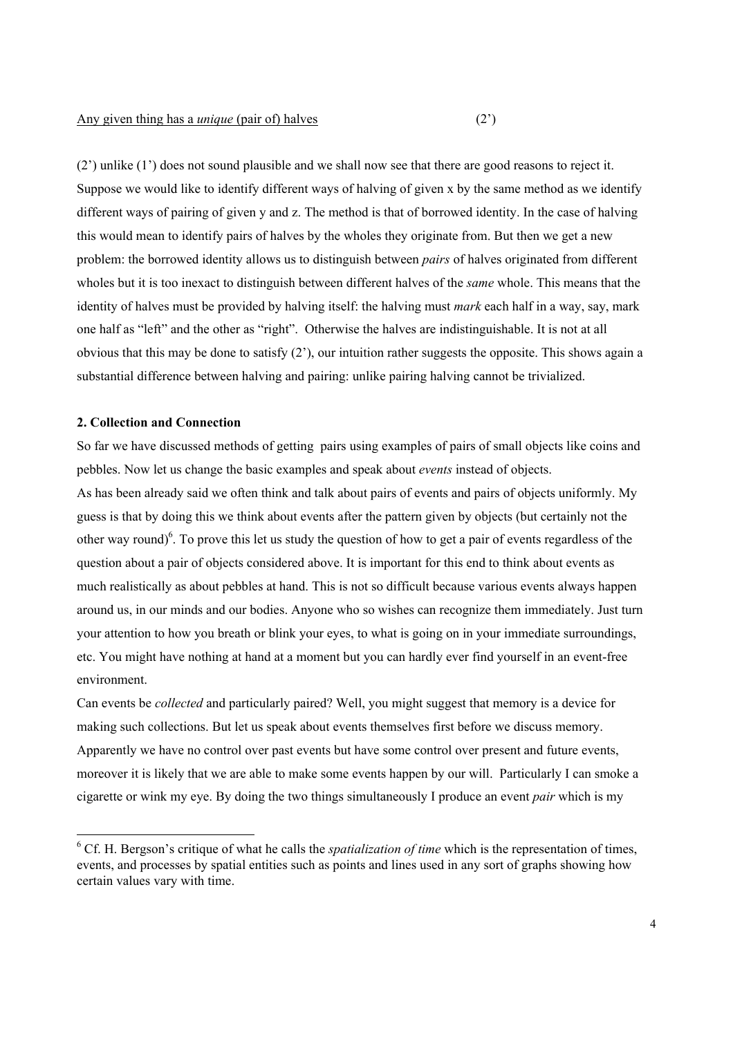<u>Any given thing has a *unique* (pair of) halves</u> (2')

(2') unlike (1') does not sound plausible and we shall now see that there are good reasons to reject it. Suppose we would like to identify different ways of halving of given x by the same method as we identify different ways of pairing of given y and z. The method is that of borrowed identity. In the case of halving this would mean to identify pairs of halves by the wholes they originate from. But then we get a new problem: the borrowed identity allows us to distinguish between *pairs* of halves originated from different wholes but it is too inexact to distinguish between different halves of the *same* whole. This means that the identity of halves must be provided by halving itself: the halving must *mark* each half in a way, say, mark one half as "left" and the other as "right". Otherwise the halves are indistinguishable. It is not at all obvious that this may be done to satisfy (2'), our intuition rather suggests the opposite. This shows again a substantial difference between halving and pairing: unlike pairing halving cannot be trivialized.

**2. Collection and Connection**

So far we have discussed methods of getting pairs using examples of pairs of small objects like coins and pebbles. Now let us change the basic examples and speak about *events* instead of objects.

As has been already said we often think and talk about pairs of events and pairs of objects uniformly. My guess is that by doing this we think about events after the pattern given by objects (but certainly not the other way round)[6]. To prove this let us study the question of how to get a pair of events regardless of the question about a pair of objects considered above. It is important for this end to think about events as much realistically as about pebbles at hand. This is not so difficult because various events always happen around us, in our minds and our bodies. Anyone who so wishes can recognize them immediately. Just turn your attention to how you breath or blink your eyes, to what is going on in your immediate surroundings, etc. You might have nothing at hand at a moment but you can hardly ever find yourself in an event-free environment.

Can events be *collected* and particularly paired? Well, you might suggest that memory is a device for making such collections. But let us speak about events themselves first before we discuss memory. Apparently we have no control over past events but have some control over present and future events, moreover it is likely that we are able to make some events happen by our will. Particularly I can smoke a cigarette or wink my eye. By doing the two things simultaneously I produce an event *pair* which is my

[6] Cf. H. Bergson's critique of what he calls the *spatialization of time* which is the representation of times, events, and processes by spatial entities such as points and lines used in any sort of graphs showing how certain values vary with time.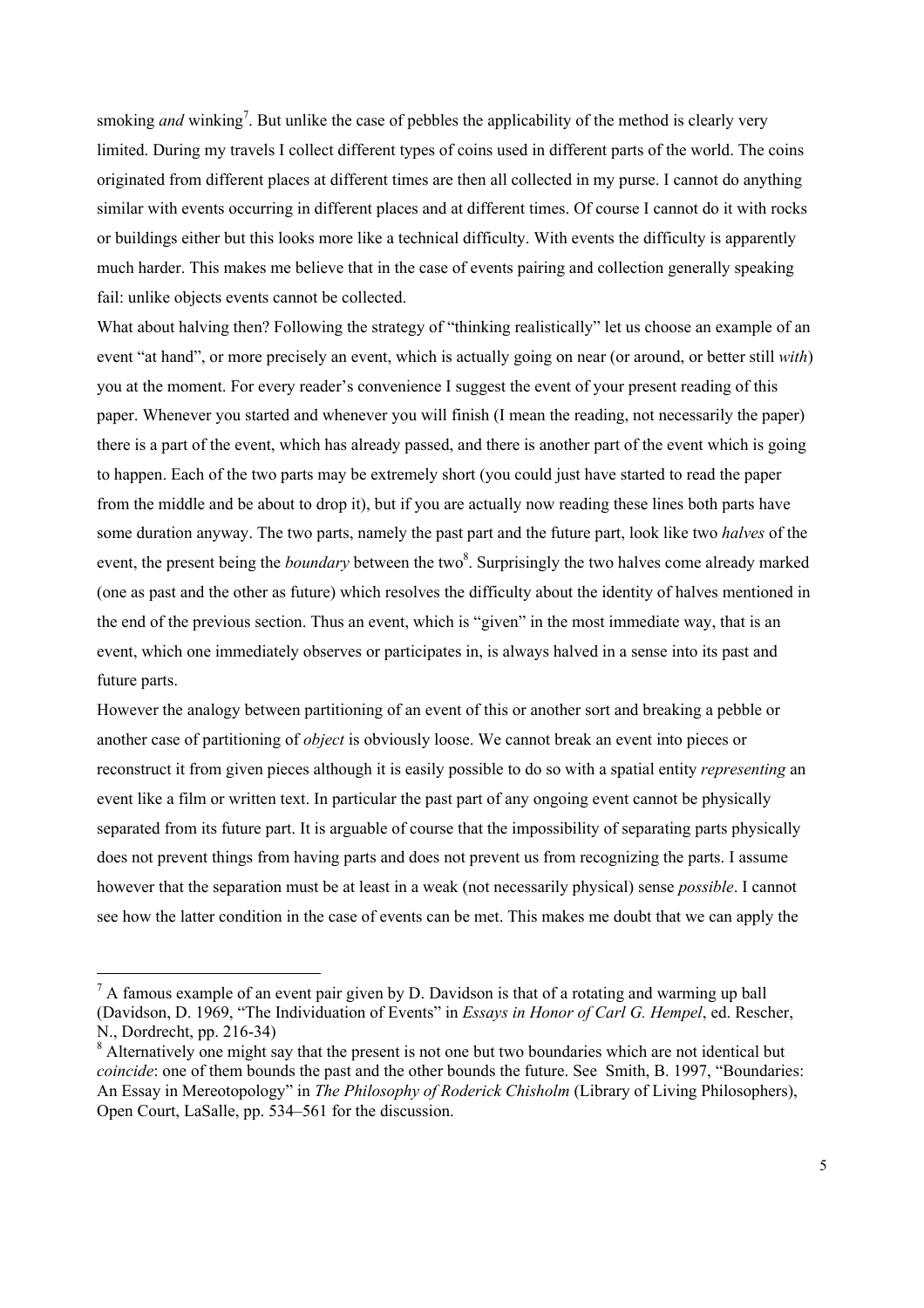smoking *and* winking[7]. But unlike the case of pebbles the applicability of the method is clearly very limited. During my travels I collect different types of coins used in different parts of the world. The coins originated from different places at different times are then all collected in my purse. I cannot do anything similar with events occurring in different places and at different times. Of course I cannot do it with rocks or buildings either but this looks more like a technical difficulty. With events the difficulty is apparently much harder. This makes me believe that in the case of events pairing and collection generally speaking fail: unlike objects events cannot be collected.

What about halving then? Following the strategy of "thinking realistically" let us choose an example of an event "at hand", or more precisely an event, which is actually going on near (or around, or better still *with*) you at the moment. For every reader's convenience I suggest the event of your present reading of this paper. Whenever you started and whenever you will finish (I mean the reading, not necessarily the paper) there is a part of the event, which has already passed, and there is another part of the event which is going to happen. Each of the two parts may be extremely short (you could just have started to read the paper from the middle and be about to drop it), but if you are actually now reading these lines both parts have some duration anyway. The two parts, namely the past part and the future part, look like two *halves* of the event, the present being the *boundary* between the two[8]. Surprisingly the two halves come already marked (one as past and the other as future) which resolves the difficulty about the identity of halves mentioned in the end of the previous section. Thus an event, which is "given" in the most immediate way, that is an event, which one immediately observes or participates in, is always halved in a sense into its past and future parts.

However the analogy between partitioning of an event of this or another sort and breaking a pebble or another case of partitioning of *object* is obviously loose. We cannot break an event into pieces or reconstruct it from given pieces although it is easily possible to do so with a spatial entity *representing* an event like a film or written text. In particular the past part of any ongoing event cannot be physically separated from its future part. It is arguable of course that the impossibility of separating parts physically does not prevent things from having parts and does not prevent us from recognizing the parts. I assume however that the separation must be at least in a weak (not necessarily physical) sense *possible*. I cannot see how the latter condition in the case of events can be met. This makes me doubt that we can apply the

---

[7] A famous example of an event pair given by D. Davidson is that of a rotating and warming up ball (Davidson, D. 1969, "The Individuation of Events" in *Essays in Honor of Carl G. Hempel*, ed. Rescher, N., Dordrecht, pp. 216-34)

[8] Alternatively one might say that the present is not one but two boundaries which are not identical but *coincide*: one of them bounds the past and the other bounds the future. See Smith, B. 1997, "Boundaries: An Essay in Mereotopology" in *The Philosophy of Roderick Chisholm* (Library of Living Philosophers), Open Court, LaSalle, pp. 534–561 for the discussion.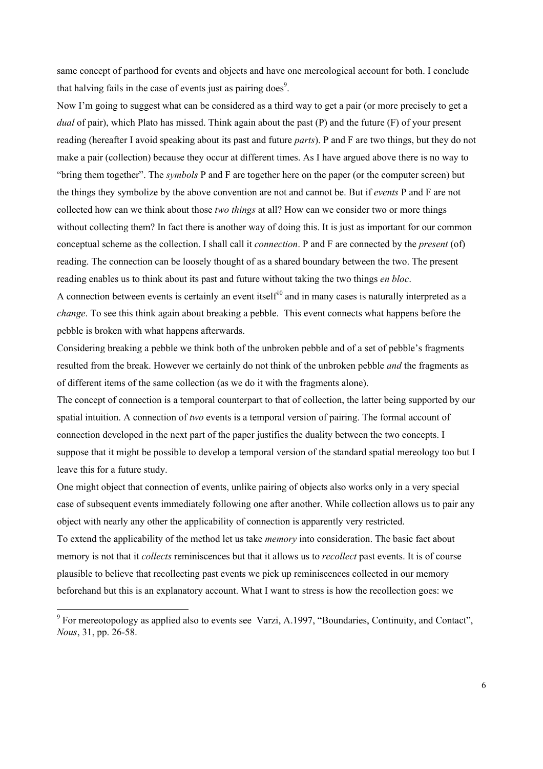same concept of parthood for events and objects and have one mereological account for both. I conclude that halving fails in the case of events just as pairing does[9].

Now I'm going to suggest what can be considered as a third way to get a pair (or more precisely to get a *dual* of pair), which Plato has missed. Think again about the past (P) and the future (F) of your present reading (hereafter I avoid speaking about its past and future *parts*). P and F are two things, but they do not make a pair (collection) because they occur at different times. As I have argued above there is no way to "bring them together". The *symbols* P and F are together here on the paper (or the computer screen) but the things they symbolize by the above convention are not and cannot be. But if *events* P and F are not collected how can we think about those *two things* at all? How can we consider two or more things without collecting them? In fact there is another way of doing this. It is just as important for our common conceptual scheme as the collection. I shall call it *connection*. P and F are connected by the *present* (of) reading. The connection can be loosely thought of as a shared boundary between the two. The present reading enables us to think about its past and future without taking the two things *en bloc*.

A connection between events is certainly an event itself[10] and in many cases is naturally interpreted as a *change*. To see this think again about breaking a pebble. This event connects what happens before the pebble is broken with what happens afterwards.

Considering breaking a pebble we think both of the unbroken pebble and of a set of pebble's fragments resulted from the break. However we certainly do not think of the unbroken pebble *and* the fragments as of different items of the same collection (as we do it with the fragments alone).

The concept of connection is a temporal counterpart to that of collection, the latter being supported by our spatial intuition. A connection of *two* events is a temporal version of pairing. The formal account of connection developed in the next part of the paper justifies the duality between the two concepts. I suppose that it might be possible to develop a temporal version of the standard spatial mereology too but I leave this for a future study.

One might object that connection of events, unlike pairing of objects also works only in a very special case of subsequent events immediately following one after another. While collection allows us to pair any object with nearly any other the applicability of connection is apparently very restricted.

To extend the applicability of the method let us take *memory* into consideration. The basic fact about memory is not that it *collects* reminiscences but that it allows us to *recollect* past events. It is of course plausible to believe that recollecting past events we pick up reminiscences collected in our memory beforehand but this is an explanatory account. What I want to stress is how the recollection goes: we

---

[9] For mereotopology as applied also to events see Varzi, A.1997, "Boundaries, Continuity, and Contact", *Nous*, 31, pp. 26-58.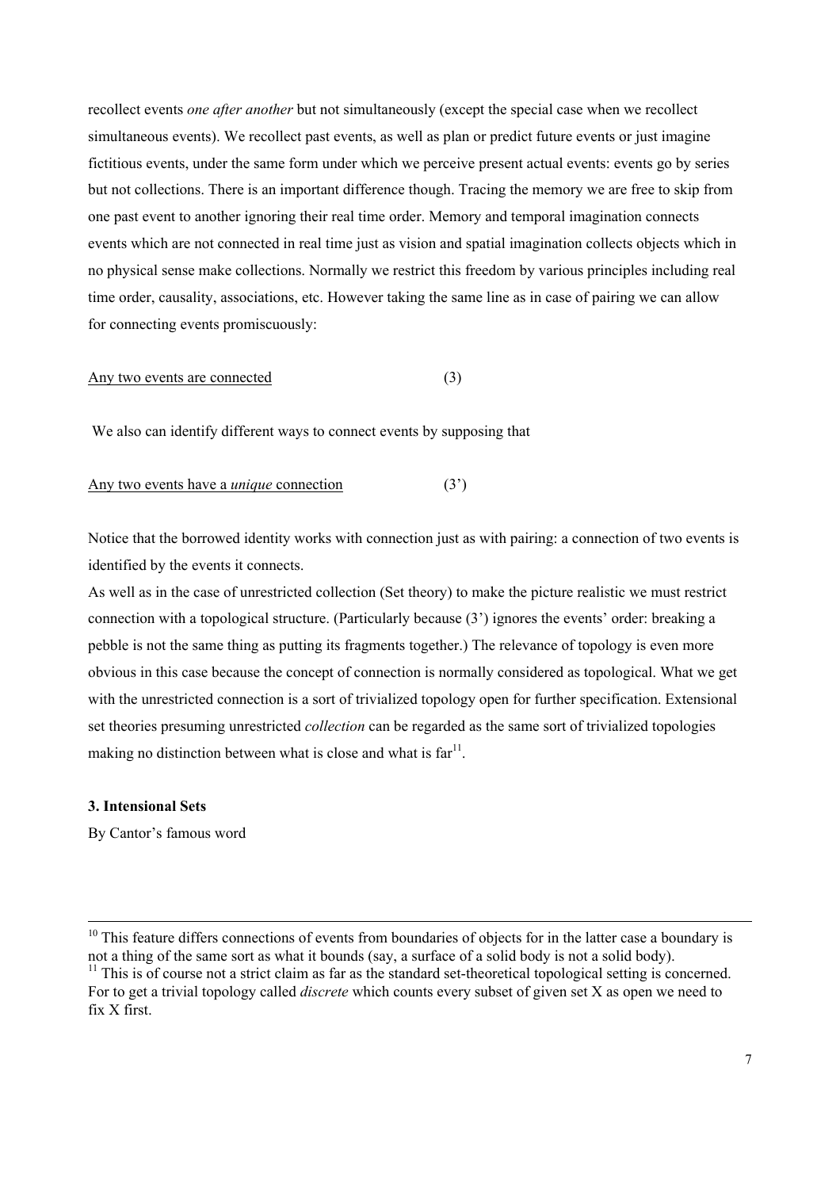recollect events *one after another* but not simultaneously (except the special case when we recollect simultaneous events). We recollect past events, as well as plan or predict future events or just imagine fictitious events, under the same form under which we perceive present actual events: events go by series but not collections. There is an important difference though. Tracing the memory we are free to skip from one past event to another ignoring their real time order. Memory and temporal imagination connects events which are not connected in real time just as vision and spatial imagination collects objects which in no physical sense make collections. Normally we restrict this freedom by various principles including real time order, causality, associations, etc. However taking the same line as in case of pairing we can allow for connecting events promiscuously:

<u>Any two events are connected</u> (3)

We also can identify different ways to connect events by supposing that

<u>Any two events have a *unique* connection</u> (3')

Notice that the borrowed identity works with connection just as with pairing: a connection of two events is identified by the events it connects.

As well as in the case of unrestricted collection (Set theory) to make the picture realistic we must restrict connection with a topological structure. (Particularly because (3') ignores the events' order: breaking a pebble is not the same thing as putting its fragments together.) The relevance of topology is even more obvious in this case because the concept of connection is normally considered as topological. What we get with the unrestricted connection is a sort of trivialized topology open for further specification. Extensional set theories presuming unrestricted *collection* can be regarded as the same sort of trivialized topologies making no distinction between what is close and what is far[11].

### 3. Intensional Sets

By Cantor's famous word

---

[10] This feature differs connections of events from boundaries of objects for in the latter case a boundary is not a thing of the same sort as what it bounds (say, a surface of a solid body is not a solid body).

[11] This is of course not a strict claim as far as the standard set-theoretical topological setting is concerned. For to get a trivial topology called *discrete* which counts every subset of given set X as open we need to fix X first.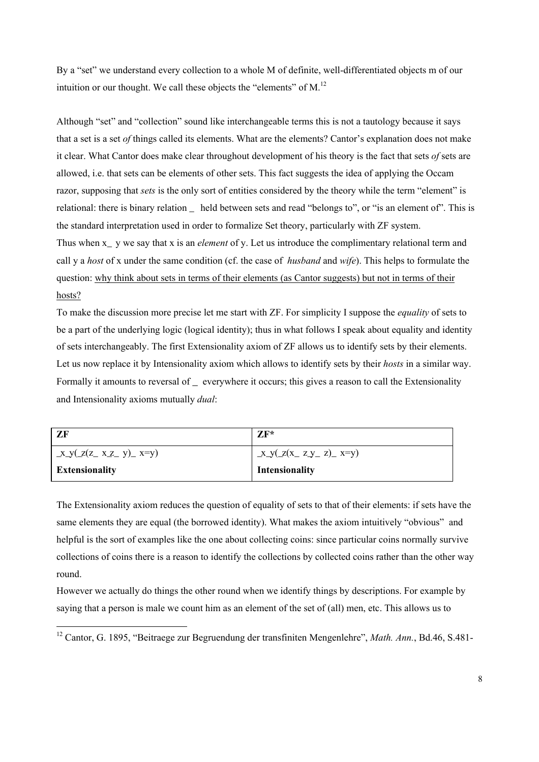By a “set” we understand every collection to a whole M of definite, well-differentiated objects m of our intuition or our thought. We call these objects the “elements” of M.[12]

Although “set” and “collection” sound like interchangeable terms this is not a tautology because it says that a set is a set *of* things called its elements. What are the elements? Cantor’s explanation does not make it clear. What Cantor does make clear throughout development of his theory is the fact that sets *of* sets are allowed, i.e. that sets can be elements of other sets. This fact suggests the idea of applying the Occam razor, supposing that *sets* is the only sort of entities considered by the theory while the term “element” is relational: there is binary relation _ held between sets and read “belongs to”, or “is an element of”. This is the standard interpretation used in order to formalize Set theory, particularly with ZF system.
Thus when x_ y we say that x is an *element* of y. Let us introduce the complimentary relational term and call y a *host* of x under the same condition (cf. the case of *husband* and *wife*). This helps to formulate the question: <u>why think about sets in terms of their elements (as Cantor suggests) but not in terms of their hosts?</u>
To make the discussion more precise let me start with ZF. For simplicity I suppose the *equality* of sets to be a part of the underlying logic (logical identity); thus in what follows I speak about equality and identity of sets interchangeably. The first Extensionality axiom of ZF allows us to identify sets by their elements. Let us now replace it by Intensionality axiom which allows to identify sets by their *hosts* in a similar way. Formally it amounts to reversal of _ everywhere it occurs; this gives a reason to call the Extensionality and Intensionality axioms mutually *dual*:

| ZF | ZF* |
|---|---|
| _x_y(_z(z_ x_z_ y)_ x=y) | _x_y(_z(x_ z_y_ z)_ x=y) |
| **Extensionality** | **Intensionality** |

The Extensionality axiom reduces the question of equality of sets to that of their elements: if sets have the same elements they are equal (the borrowed identity). What makes the axiom intuitively “obvious” and helpful is the sort of examples like the one about collecting coins: since particular coins normally survive collections of coins there is a reason to identify the collections by collected coins rather than the other way round.
However we actually do things the other round when we identify things by descriptions. For example by saying that a person is male we count him as an element of the set of (all) men, etc. This allows us to

[12] Cantor, G. 1895, “Beitraege zur Begruendung der transfiniten Mengenlehre”, *Math. Ann.*, Bd.46, S.481-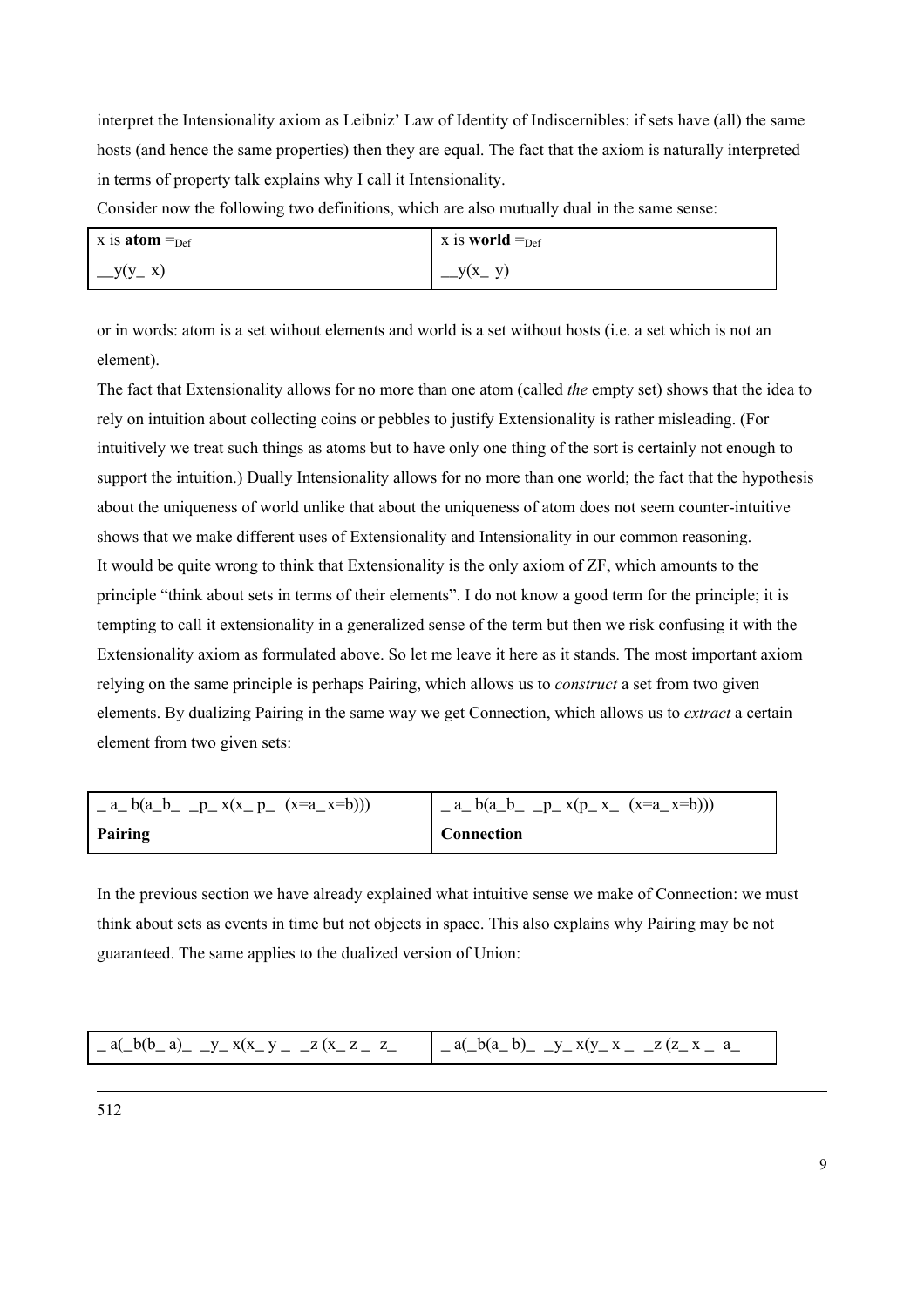interpret the Intensionality axiom as Leibniz' Law of Identity of Indiscernibles: if sets have (all) the same hosts (and hence the same properties) then they are equal. The fact that the axiom is naturally interpreted in terms of property talk explains why I call it Intensionality.

Consider now the following two definitions, which are also mutually dual in the same sense:

| x is **atom** $=_{Def}$ | x is **world** $=_{Def}$ |
|---|---|
| __y(y_ x) | __y(x_ y) |

or in words: atom is a set without elements and world is a set without hosts (i.e. a set which is not an element).

The fact that Extensionality allows for no more than one atom (called *the* empty set) shows that the idea to rely on intuition about collecting coins or pebbles to justify Extensionality is rather misleading. (For intuitively we treat such things as atoms but to have only one thing of the sort is certainly not enough to support the intuition.) Dually Intensionality allows for no more than one world; the fact that the hypothesis about the uniqueness of world unlike that about the uniqueness of atom does not seem counter-intuitive shows that we make different uses of Extensionality and Intensionality in our common reasoning.

It would be quite wrong to think that Extensionality is the only axiom of ZF, which amounts to the principle "think about sets in terms of their elements". I do not know a good term for the principle; it is tempting to call it extensionality in a generalized sense of the term but then we risk confusing it with the Extensionality axiom as formulated above. So let me leave it here as it stands. The most important axiom relying on the same principle is perhaps Pairing, which allows us to *construct* a set from two given elements. By dualizing Pairing in the same way we get Connection, which allows us to *extract* a certain element from two given sets:

| _ a_ b(a_b_ _p_ x(x_ p_ (x=a_ x=b))) | _ a_ b(a_b_ _p_ x(p_ x_ (x=a_ x=b))) |
|---|---|
| **Pairing** | **Connection** |

In the previous section we have already explained what intuitive sense we make of Connection: we must think about sets as events in time but not objects in space. This also explains why Pairing may be not guaranteed. The same applies to the dualized version of Union:

| _ a(_b(b_ a)_ _y_ x(x_ y _ _z (x_ z _ z_ | _ a(_b(a_ b)_ _y_ x(y_ x _ _z (z_ x _ a_ |
|---|---|

512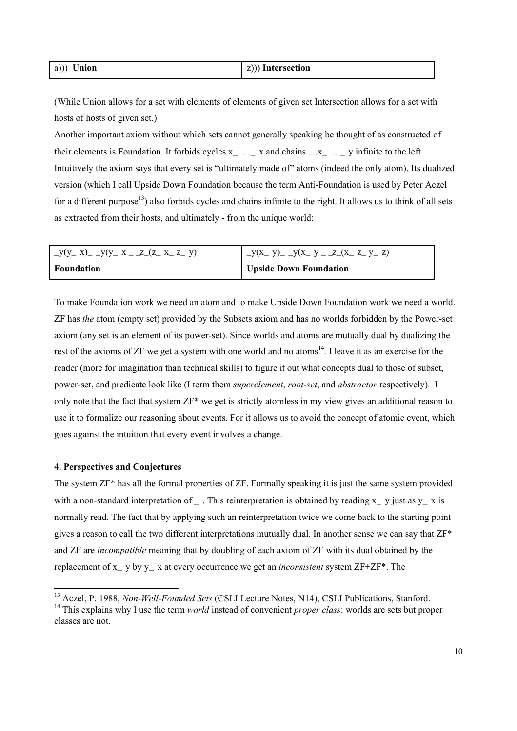| a))) **Union** | z))) **Intersection** |
|---|---|

(While Union allows for a set with elements of elements of given set Intersection allows for a set with hosts of hosts of given set.)

Another important axiom without which sets cannot generally speaking be thought of as constructed of their elements is Foundation. It forbids cycles x_ ..._ x and chains ....x_ ... _ y infinite to the left. Intuitively the axiom says that every set is "ultimately made of" atoms (indeed the only atom). Its dualized version (which I call Upside Down Foundation because the term Anti-Foundation is used by Peter Aczel for a different purpose[13]) also forbids cycles and chains infinite to the right. It allows us to think of all sets as extracted from their hosts, and ultimately - from the unique world:

| _y(y_ x)_ _y(y_ x _ _z_(z_ x_ z_ y) | _y(x_ y)_ _y(x_ y _ _z_(x_ z_ y_ z) |
|---|---|
| **Foundation** | **Upside Down Foundation** |

To make Foundation work we need an atom and to make Upside Down Foundation work we need a world. ZF has *the* atom (empty set) provided by the Subsets axiom and has no worlds forbidden by the Power-set axiom (any set is an element of its power-set). Since worlds and atoms are mutually dual by dualizing the rest of the axioms of ZF we get a system with one world and no atoms[14]. I leave it as an exercise for the reader (more for imagination than technical skills) to figure it out what concepts dual to those of subset, power-set, and predicate look like (I term them *superelement*, *root-set*, and *abstractor* respectively). I only note that the fact that system ZF* we get is strictly atomless in my view gives an additional reason to use it to formalize our reasoning about events. For it allows us to avoid the concept of atomic event, which goes against the intuition that every event involves a change.

#### 4. Perspectives and Conjectures

The system ZF* has all the formal properties of ZF. Formally speaking it is just the same system provided with a non-standard interpretation of _ . This reinterpretation is obtained by reading x_ y just as y_ x is normally read. The fact that by applying such an reinterpretation twice we come back to the starting point gives a reason to call the two different interpretations mutually dual. In another sense we can say that ZF* and ZF are *incompatible* meaning that by doubling of each axiom of ZF with its dual obtained by the replacement of x_ y by y_ x at every occurrence we get an *inconsistent* system ZF+ZF*. The

---

[13] Aczel, P. 1988, *Non-Well-Founded Sets* (CSLI Lecture Notes, N14), CSLI Publications, Stanford.

[14] This explains why I use the term *world* instead of convenient *proper class*: worlds are sets but proper classes are not.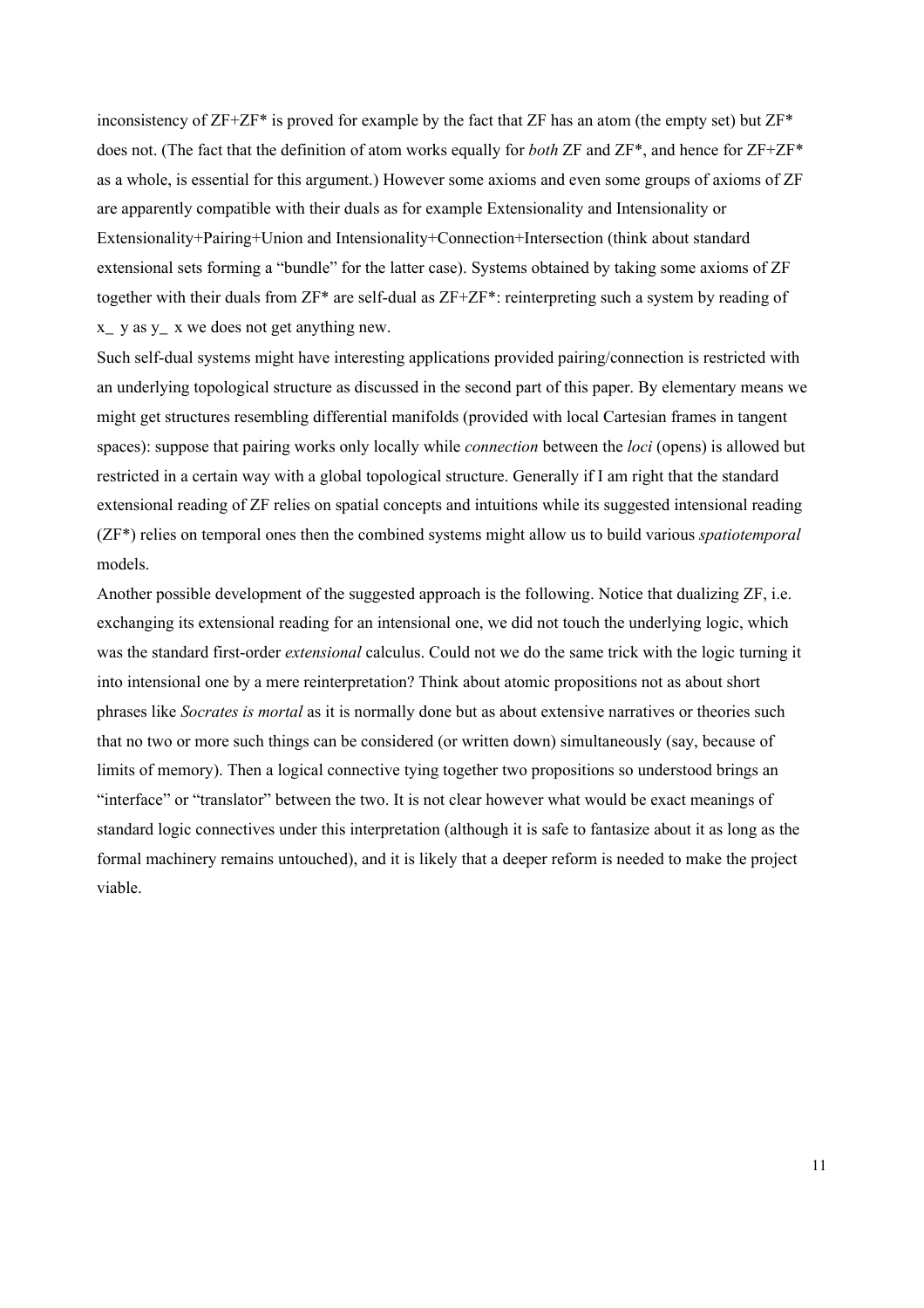inconsistency of ZF+ZF* is proved for example by the fact that ZF has an atom (the empty set) but ZF* does not. (The fact that the definition of atom works equally for *both* ZF and ZF*, and hence for ZF+ZF* as a whole, is essential for this argument.) However some axioms and even some groups of axioms of ZF are apparently compatible with their duals as for example Extensionality and Intensionality or Extensionality+Pairing+Union and Intensionality+Connection+Intersection (think about standard extensional sets forming a "bundle" for the latter case). Systems obtained by taking some axioms of ZF together with their duals from ZF* are self-dual as ZF+ZF*: reinterpreting such a system by reading of x_ y as y_ x we does not get anything new.

Such self-dual systems might have interesting applications provided pairing/connection is restricted with an underlying topological structure as discussed in the second part of this paper. By elementary means we might get structures resembling differential manifolds (provided with local Cartesian frames in tangent spaces): suppose that pairing works only locally while *connection* between the *loci* (opens) is allowed but restricted in a certain way with a global topological structure. Generally if I am right that the standard extensional reading of ZF relies on spatial concepts and intuitions while its suggested intensional reading (ZF*) relies on temporal ones then the combined systems might allow us to build various *spatiotemporal* models.

Another possible development of the suggested approach is the following. Notice that dualizing ZF, i.e. exchanging its extensional reading for an intensional one, we did not touch the underlying logic, which was the standard first-order *extensional* calculus. Could not we do the same trick with the logic turning it into intensional one by a mere reinterpretation? Think about atomic propositions not as about short phrases like *Socrates is mortal* as it is normally done but as about extensive narratives or theories such that no two or more such things can be considered (or written down) simultaneously (say, because of limits of memory). Then a logical connective tying together two propositions so understood brings an "interface" or "translator" between the two. It is not clear however what would be exact meanings of standard logic connectives under this interpretation (although it is safe to fantasize about it as long as the formal machinery remains untouched), and it is likely that a deeper reform is needed to make the project viable.